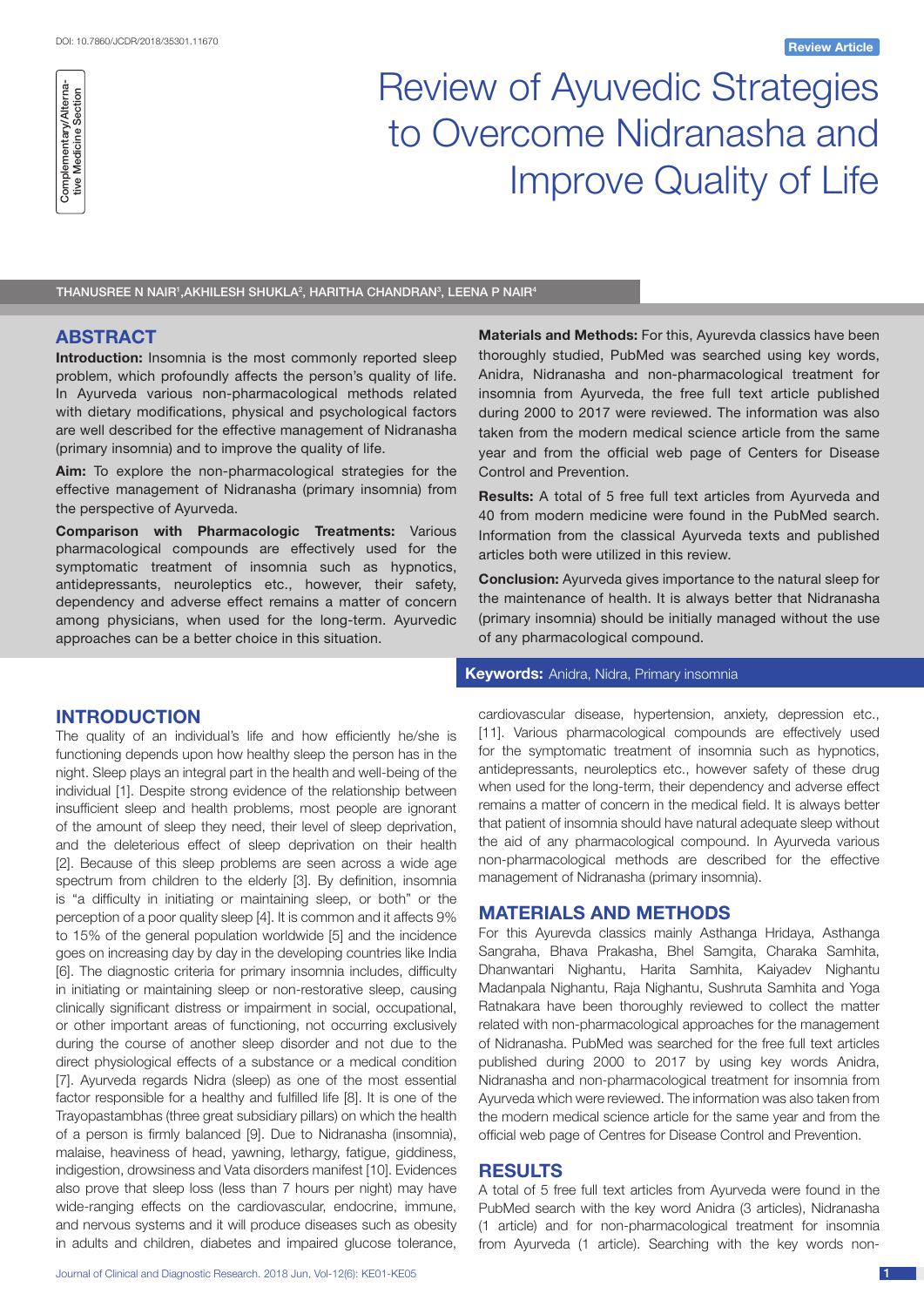DOI: 10.7860/JCDR/2018/35301.11670

Review Article

Complementary/Alternative Medicine Section

# Review of Ayuvedic Strategies to Overcome Nidranasha and Improve Quality of Life

THANUSREE N NAIR[1], AKHILESH SHUKLA[2], HARITHA CHANDRAN[3], LEENA P NAIR[4]

## ABSTRACT

**Introduction:** Insomnia is the most commonly reported sleep problem, which profoundly affects the person's quality of life. In Ayurveda various non-pharmacological methods related with dietary modifications, physical and psychological factors are well described for the effective management of Nidranasha (primary insomnia) and to improve the quality of life.

**Aim:** To explore the non-pharmacological strategies for the effective management of Nidranasha (primary insomnia) from the perspective of Ayurveda.

**Comparison with Pharmacologic Treatments:** Various pharmacological compounds are effectively used for the symptomatic treatment of insomnia such as hypnotics, antidepressants, neuroleptics etc., however, their safety, dependency and adverse effect remains a matter of concern among physicians, when used for the long-term. Ayurvedic approaches can be a better choice in this situation.

**Materials and Methods:** For this, Ayurevda classics have been thoroughly studied, PubMed was searched using key words, Anidra, Nidranasha and non-pharmacological treatment for insomnia from Ayurveda, the free full text article published during 2000 to 2017 were reviewed. The information was also taken from the modern medical science article from the same year and from the official web page of Centers for Disease Control and Prevention.

**Results:** A total of 5 free full text articles from Ayurveda and 40 from modern medicine were found in the PubMed search. Information from the classical Ayurveda texts and published articles both were utilized in this review.

**Conclusion:** Ayurveda gives importance to the natural sleep for the maintenance of health. It is always better that Nidranasha (primary insomnia) should be initially managed without the use of any pharmacological compound.

**Keywords:** Anidra, Nidra, Primary insomnia

## INTRODUCTION

The quality of an individual's life and how efficiently he/she is functioning depends upon how healthy sleep the person has in the night. Sleep plays an integral part in the health and well-being of the individual [1]. Despite strong evidence of the relationship between insufficient sleep and health problems, most people are ignorant of the amount of sleep they need, their level of sleep deprivation, and the deleterious effect of sleep deprivation on their health [2]. Because of this sleep problems are seen across a wide age spectrum from children to the elderly [3]. By definition, insomnia is "a difficulty in initiating or maintaining sleep, or both" or the perception of a poor quality sleep [4]. It is common and it affects 9% to 15% of the general population worldwide [5] and the incidence goes on increasing day by day in the developing countries like India [6]. The diagnostic criteria for primary insomnia includes, difficulty in initiating or maintaining sleep or non-restorative sleep, causing clinically significant distress or impairment in social, occupational, or other important areas of functioning, not occurring exclusively during the course of another sleep disorder and not due to the direct physiological effects of a substance or a medical condition [7]. Ayurveda regards Nidra (sleep) as one of the most essential factor responsible for a healthy and fulfilled life [8]. It is one of the Trayopastambhas (three great subsidiary pillars) on which the health of a person is firmly balanced [9]. Due to Nidranasha (insomnia), malaise, heaviness of head, yawning, lethargy, fatigue, giddiness, indigestion, drowsiness and Vata disorders manifest [10]. Evidences also prove that sleep loss (less than 7 hours per night) may have wide-ranging effects on the cardiovascular, endocrine, immune, and nervous systems and it will produce diseases such as obesity in adults and children, diabetes and impaired glucose tolerance, cardiovascular disease, hypertension, anxiety, depression etc., [11]. Various pharmacological compounds are effectively used for the symptomatic treatment of insomnia such as hypnotics, antidepressants, neuroleptics etc., however safety of these drug when used for the long-term, their dependency and adverse effect remains a matter of concern in the medical field. It is always better that patient of insomnia should have natural adequate sleep without the aid of any pharmacological compound. In Ayurveda various non-pharmacological methods are described for the effective management of Nidranasha (primary insomnia).

## MATERIALS AND METHODS

For this Ayurveda classics mainly Asthanga Hridaya, Asthanga Sangraha, Bhava Prakasha, Bhel Samgita, Charaka Samhita, Dhanwantari Nighantu, Harita Samhita, Kaiyadev Nighantu Madanpala Nighantu, Raja Nighantu, Sushruta Samhita and Yoga Ratnakara have been thoroughly reviewed to collect the matter related with non-pharmacological approaches for the management of Nidranasha. PubMed was searched for the free full text articles published during 2000 to 2017 by using key words Anidra, Nidranasha and non-pharmacological treatment for insomnia from Ayurveda which were reviewed. The information was also taken from the modern medical science article for the same year and from the official web page of Centres for Disease Control and Prevention.

## RESULTS

A total of 5 free full text articles from Ayurveda were found in the PubMed search with the key word Anidra (3 articles), Nidranasha (1 article) and for non-pharmacological treatment for insomnia from Ayurveda (1 article). Searching with the key words non-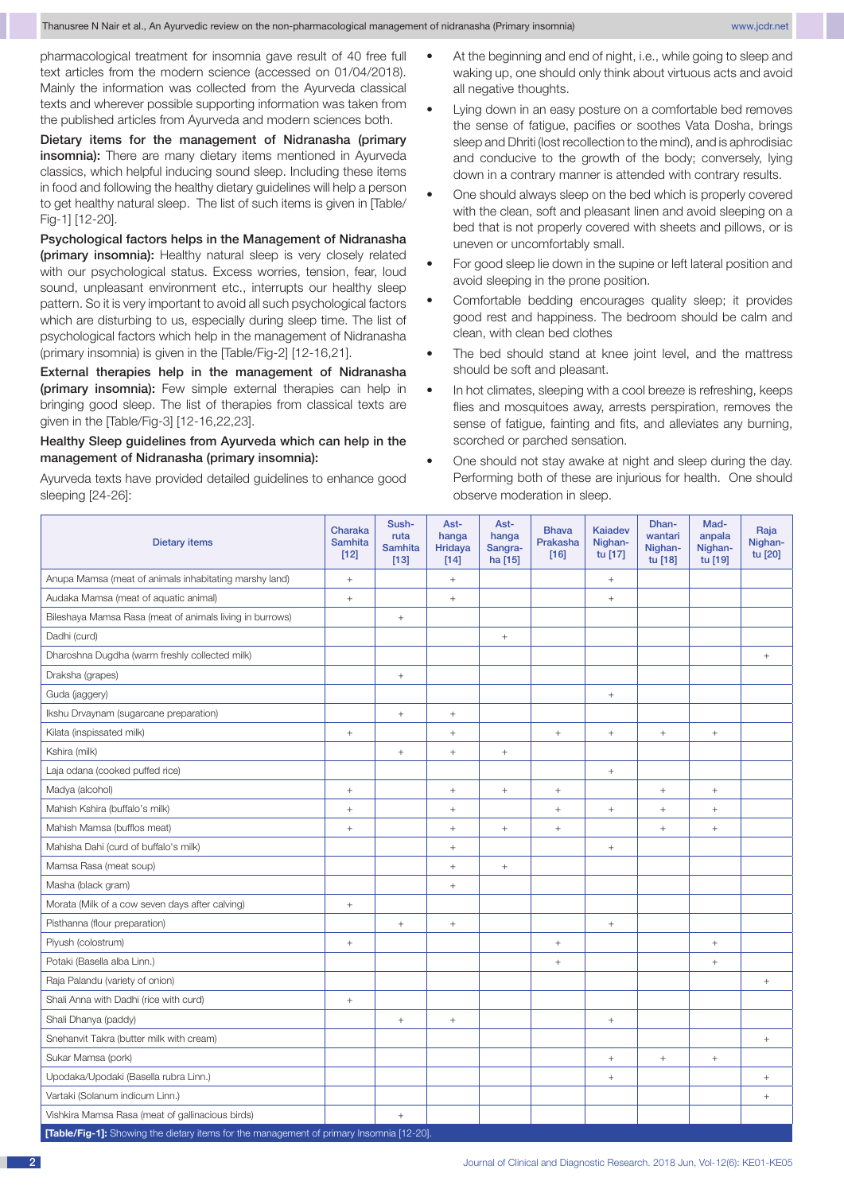pharmacological treatment for insomnia gave result of 40 free full text articles from the modern science (accessed on 01/04/2018). Mainly the information was collected from the Ayurveda classical texts and wherever possible supporting information was taken from the published articles from Ayurveda and modern sciences both.

**Dietary items for the management of Nidranasha (primary insomnia):** There are many dietary items mentioned in Ayurveda classics, which helpful inducing sound sleep. Including these items in food and following the healthy dietary guidelines will help a person to get healthy natural sleep. The list of such items is given in [Table/Fig-1] [12-20].

**Psychological factors helps in the Management of Nidranasha (primary insomnia):** Healthy natural sleep is very closely related with our psychological status. Excess worries, tension, fear, loud sound, unpleasant environment etc., interrupts our healthy sleep pattern. So it is very important to avoid all such psychological factors which are disturbing to us, especially during sleep time. The list of psychological factors which help in the management of Nidranasha (primary insomnia) is given in the [Table/Fig-2] [12-16,21].

**External therapies help in the management of Nidranasha (primary insomnia):** Few simple external therapies can help in bringing good sleep. The list of therapies from classical texts are given in the [Table/Fig-3] [12-16,22,23].

**Healthy Sleep guidelines from Ayurveda which can help in the management of Nidranasha (primary insomnia):**

Ayurveda texts have provided detailed guidelines to enhance good sleeping [24-26]:

- At the beginning and end of night, i.e., while going to sleep and waking up, one should only think about virtuous acts and avoid all negative thoughts.
- Lying down in an easy posture on a comfortable bed removes the sense of fatigue, pacifies or soothes Vata Dosha, brings sleep and Dhriti (lost recollection to the mind), and is aphrodisiac and conducive to the growth of the body; conversely, lying down in a contrary manner is attended with contrary results.
- One should always sleep on the bed which is properly covered with the clean, soft and pleasant linen and avoid sleeping on a bed that is not properly covered with sheets and pillows, or is uneven or uncomfortably small.
- For good sleep lie down in the supine or left lateral position and avoid sleeping in the prone position.
- Comfortable bedding encourages quality sleep; it provides good rest and happiness. The bedroom should be calm and clean, with clean bed clothes
- The bed should stand at knee joint level, and the mattress should be soft and pleasant.
- In hot climates, sleeping with a cool breeze is refreshing, keeps flies and mosquitoes away, arrests perspiration, removes the sense of fatigue, fainting and fits, and alleviates any burning, scorched or parched sensation.
- One should not stay awake at night and sleep during the day. Performing both of these are injurious for health. One should observe moderation in sleep.

| Dietary items | Charaka Samhita [12] | Sushruta Samhita [13] | Asthanga Hridaya [14] | Asthanga Sangraha [15] | Bhava Prakasha [16] | Kaiadev Nighantu [17] | Dhanwantari Nighantu [18] | Madanpala Nighantu [19] | Raja Nighantu [20] |
|---|---|---|---|---|---|---|---|---|---|
| Anupa Mamsa (meat of animals inhabitating marshy land) | + | | + | | | + | | | |
| Audaka Mamsa (meat of aquatic animal) | + | | + | | | + | | | |
| Bileshaya Mamsa Rasa (meat of animals living in burrows) | | + | | | | | | | |
| Dadhi (curd) | | | | + | | | | | |
| Dharoshna Dugdha (warm freshly collected milk) | | | | | | | | | + |
| Draksha (grapes) | | + | | | | | | | |
| Guda (jaggery) | | | | | | + | | | |
| Ikshu Drvaynam (sugarcane preparation) | | + | + | | | | | | |
| Kilata (inspissated milk) | + | | + | | + | + | + | + | |
| Kshira (milk) | | + | + | + | | | | | |
| Laja odana (cooked puffed rice) | | | | | | + | | | |
| Madya (alcohol) | + | | + | + | + | | + | + | |
| Mahish Kshira (buffalo's milk) | + | | + | | + | + | + | + | |
| Mahish Mamsa (bufflos meat) | + | | + | + | + | | + | + | |
| Mahisha Dahi (curd of buffalo's milk) | | | + | | | + | | | |
| Mamsa Rasa (meat soup) | | | + | + | | | | | |
| Masha (black gram) | | | + | | | | | | |
| Morata (Milk of a cow seven days after calving) | + | | | | | | | | |
| Pisthanna (flour preparation) | | + | + | | | + | | | |
| Piyush (colostrum) | + | | | | + | | | + | |
| Potaki (Basella alba Linn.) | | | | | + | | | + | |
| Raja Palandu (variety of onion) | | | | | | | | | + |
| Shali Anna with Dadhi (rice with curd) | + | | | | | | | | |
| Shali Dhanya (paddy) | | + | + | | | + | | | |
| Snehanvit Takra (butter milk with cream) | | | | | | | | | + |
| Sukar Mamsa (pork) | | | | | | + | + | + | |
| Upodaka/Upodaki (Basella rubra Linn.) | | | | | | + | | | + |
| Vartaki (Solanum indicum Linn.) | | | | | | | | | + |
| Vishkira Mamsa Rasa (meat of gallinacious birds) | | + | | | | | | | |

**[Table/Fig-1]:** Showing the dietary items for the management of primary Insomnia [12-20].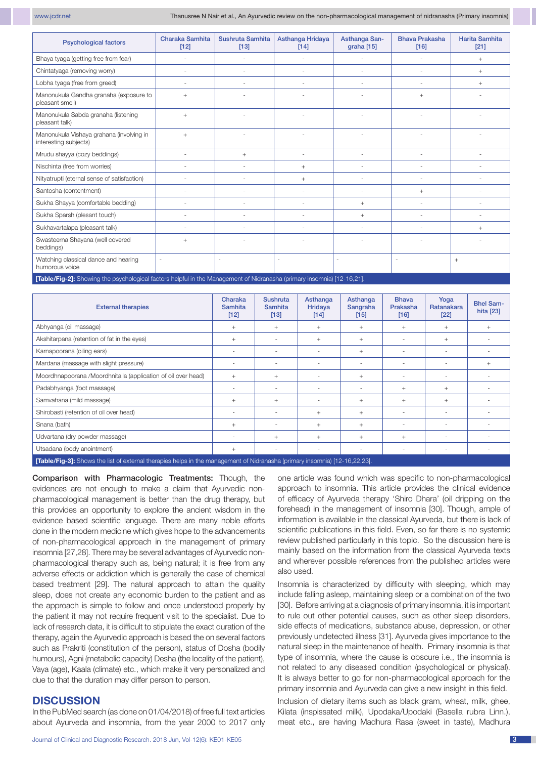| Psychological factors | Charaka Samhita [12] | Sushruta Samhita [13] | Asthanga Hridaya [14] | Asthanga Sangraha [15] | Bhava Prakasha [16] | Harita Samhita [21] |
|---|---|---|---|---|---|---|
| Bhaya tyaga (getting free from fear) | - | - | - | - | - | + |
| Chintatyaga (removing worry) | - | - | - | - | - | + |
| Lobha tyaga (free from greed) | - | - | - | - | - | + |
| Manonukula Gandha granaha (exposure to pleasant smell) | + | - | - | - | + | - |
| Manonukula Sabda granaha (listening pleasant talk) | + | - | - | - | - | - |
| Manonukula Vishaya grahana (involving in interesting subjects) | + | - | - | - | - | - |
| Mrudu shayya (cozy beddings) | - | + | - | - | - | - |
| Nischinta (free from worries) | - | - | + | - | - | - |
| Nityatrupti (eternal sense of satisfaction) | - | - | + | - | - | - |
| Santosha (contentment) | - | - | - | - | + | - |
| Sukha Shayya (comfortable bedding) | - | - | - | + | - | - |
| Sukha Sparsh (plesant touch) | - | - | - | + | - | - |
| Sukhavartalapa (pleasant talk) | - | - | - | - | - | + |
| Swasteerna Shayana (well covered beddings) | + | - | - | - | - | - |
| Watching classical dance and hearing humorous voice | - | - | - | - | - | + |

**[Table/Fig-2]:** Showing the psychological factors helpful in the Management of Nidranasha (primary insomnia) [12-16,21].

| External therapies | Charaka Samhita [12] | Sushruta Samhita [13] | Asthanga Hridaya [14] | Asthanga Sangraha [15] | Bhava Prakasha [16] | Yoga Ratanakara [22] | Bhel Samhita [23] |
|---|---|---|---|---|---|---|---|
| Abhyanga (oil massage) | + | + | + | + | + | + | + |
| Akshitarpana (retention of fat in the eyes) | + | - | + | + | - | + | - |
| Karnapoorana (oiling ears) | - | - | - | + | - | - | - |
| Mardana (massage with slight pressure) | - | - | - | - | - | - | + |
| Moordhnapoorana /Moordhnitaila (application of oil over head) | + | + | - | + | - | - | - |
| Padabhyanga (foot massage) | - | - | - | - | + | + | - |
| Samvahana (mild massage) | + | + | - | + | + | + | - |
| Shirobasti (retention of oil over head) | - | - | + | + | - | - | - |
| Snana (bath) | + | - | + | + | - | - | - |
| Udvartana (dry powder massage) | - | + | + | + | + | - | - |
| Utsadana (body anointment) | + | - | - | - | - | - | - |

**[Table/Fig-3]:** Shows the list of external therapies helps in the management of Nidranasha (primary insomnia) [12-16,22,23].

**Comparison with Pharmacologic Treatments:** Though, the evidences are not enough to make a claim that Ayurvedic non-pharmacological management is better than the drug therapy, but this provides an opportunity to explore the ancient wisdom in the evidence based scientific language. There are many noble efforts done in the modern medicine which gives hope to the advancements of non-pharmacological approach in the management of primary insomnia [27,28]. There may be several advantages of Ayurvedic non-pharmacological therapy such as, being natural; it is free from any adverse effects or addiction which is generally the case of chemical based treatment [29]. The natural approach to attain the quality sleep, does not create any economic burden to the patient and as the approach is simple to follow and once understood properly by the patient it may not require frequent visit to the specialist. Due to lack of research data, it is difficult to stipulate the exact duration of the therapy, again the Ayurvedic approach is based the on several factors such as Prakriti (constitution of the person), status of Dosha (bodily humours), Agni (metabolic capacity) Desha (the locality of the patient), Vaya (age), Kaala (climate) etc., which make it very personalized and due to that the duration may differ person to person.

## DISCUSSION

In the PubMed search (as done on 01/04/2018) of free full text articles about Ayurveda and insomnia, from the year 2000 to 2017 only one article was found which was specific to non-pharmacological approach to insomnia. This article provides the clinical evidence of efficacy of Ayurveda therapy 'Shiro Dhara' (oil dripping on the forehead) in the management of insomnia [30]. Though, ample of information is available in the classical Ayurveda, but there is lack of scientific publications in this field. Even, so far there is no systemic review published particularly in this topic. So the discussion here is mainly based on the information from the classical Ayurveda texts and wherever possible references from the published articles were also used.

Insomnia is characterized by difficulty with sleeping, which may include falling asleep, maintaining sleep or a combination of the two [30]. Before arriving at a diagnosis of primary insomnia, it is important to rule out other potential causes, such as other sleep disorders, side effects of medications, substance abuse, depression, or other previously undetected illness [31]. Ayurveda gives importance to the natural sleep in the maintenance of health. Primary insomnia is that type of insomnia, where the cause is obscure i.e., the insomnia is not related to any diseased condition (psychological or physical). It is always better to go for non-pharmacological approach for the primary insomnia and Ayurveda can give a new insight in this field.

Inclusion of dietary items such as black gram, wheat, milk, ghee, Kilata (inspissated milk), Upodaka/Upodaki (Basella rubra Linn.), meat etc., are having Madhura Rasa (sweet in taste), Madhura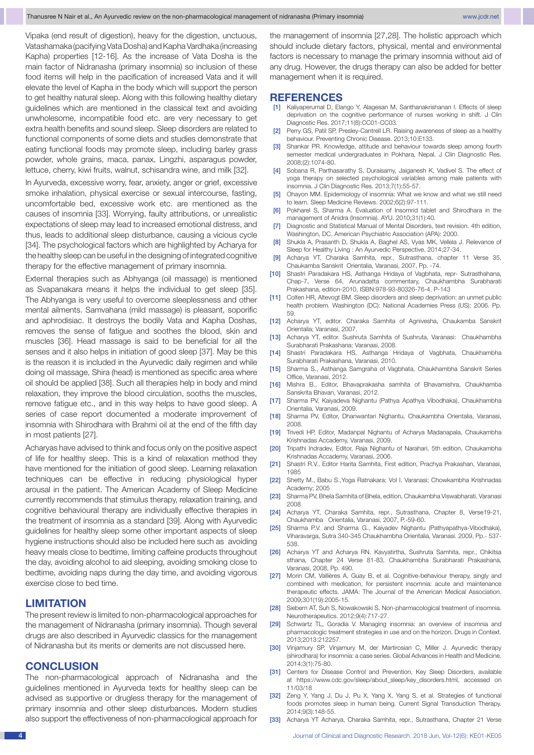Vipaka (end result of digestion), heavy for the digestion, unctuous, Vatashamaka (pacifying Vata Dosha) and Kapha Vardhaka (increasing Kapha) properties [12-16]. As the increase of Vata Dosha is the main factor of Nidranasha (primary insomnia) so inclusion of these food items will help in the pacification of increased Vata and it will elevate the level of Kapha in the body which will support the person to get healthy natural sleep. Along with this following healthy dietary guidelines which are mentioned in the classical text and avoiding unwholesome, incompatible food etc. are very necessary to get extra health benefits and sound sleep. Sleep disorders are related to functional components of some diets and studies demonstrate that eating functional foods may promote sleep, including barley grass powder, whole grains, maca, panax, Lingzhi, asparagus powder, lettuce, cherry, kiwi fruits, walnut, schisandra wine, and milk [32].

In Ayurveda, excessive worry, fear, anxiety, anger or grief, excessive smoke inhalation, physical exercise or sexual intercourse, fasting, uncomfortable bed, excessive work etc. are mentioned as the causes of insomnia [33]. Worrying, faulty attributions, or unrealistic expectations of sleep may lead to increased emotional distress, and thus, leads to additional sleep disturbance, causing a vicious cycle [34]. The psychological factors which are highlighted by Acharya for the healthy sleep can be useful in the designing of integrated cognitive therapy for the effective management of primary insomnia.

External therapies such as Abhyanga (oil massage) is mentioned as Svapanakara means it helps the individual to get sleep [35]. The Abhyanga is very useful to overcome sleeplessness and other mental ailments. Samvahana (mild massage) is pleasant, soporific and aphrodisiac. It destroys the bodily Vata and Kapha Doshas, removes the sense of fatigue and soothes the blood, skin and muscles [36]. Head massage is said to be beneficial for all the senses and it also helps in initiation of good sleep [37]. May be this is the reason it is included in the Ayurvedic daily regimen and while doing oil massage, Shira (head) is mentioned as specific area where oil should be applied [38]. Such all therapies help in body and mind relaxation, they improve the blood circulation, sooths the muscles, remove fatigue etc., and in this way helps to have good sleep. A series of case report documented a moderate improvement of insomnia with Shirodhara with Brahmi oil at the end of the fifth day in most patients [27].

Acharyas have advised to think and focus only on the positive aspect of life for healthy sleep. This is a kind of relaxation method they have mentioned for the initiation of good sleep. Learning relaxation techniques can be effective in reducing physiological hyper arousal in the patient. The American Academy of Sleep Medicine currently recommends that stimulus therapy, relaxation training, and cognitive behavioural therapy are individually effective therapies in the treatment of insomnia as a standard [39]. Along with Ayurvedic guidelines for healthy sleep some other important aspects of sleep hygiene instructions should also be included here such as avoiding heavy meals close to bedtime, limiting caffeine products throughout the day, avoiding alcohol to aid sleeping, avoiding smoking close to bedtime, avoiding naps during the day time, and avoiding vigorous exercise close to bed time.

## LIMITATION

The present review is limited to non-pharmacological approaches for the management of Nidranasha (primary insomnia). Though several drugs are also described in Ayurvedic classics for the management of Nidranasha but its merits or demerits are not discussed here.

## CONCLUSION

The non-pharmacological approach of Nidranasha and the guidelines mentioned in Ayurveda texts for healthy sleep can be advised as supportive or drugless therapy for the management of primary insomnia and other sleep disturbances. Modern studies also support the effectiveness of non-pharmacological approach for the management of insomnia [27,28]. The holistic approach which should include dietary factors, physical, mental and environmental factors is necessary to manage the primary insomnia without aid of any drug. However, the drugs therapy can also be added for better management when it is required.

## REFERENCES

[1] Kaliyaperumal D, Elango Y, Alagesan M, Santhanakrishanan I. Effects of sleep deprivation on the cognitive performance of nurses working in shift. J Clin Diagnostic Res. 2017;11(8):CC01-CC03.

[2] Perry GS, Patil SP, Presley-Cantrell LR. Raising awareness of sleep as a healthy behaviour. Preventing Chronic Disease. 2013;10:E133.

[3] Shankar PR. Knowledge, attitude and behaviour towards sleep among fourth semester medical undergraduates in Pokhara, Nepal. J Clin Diagnostic Res. 2008;(2):1074-80.

[4] Sobana R, Parthasarathy S, Duraisamy K, Jaiganesh K, Vadivel S. The effect of yoga therapy on selected psychological variables among male patients with insomnia. J Clin Diagnostic Res. 2013;7(1):55-57.

[5] Ohayon MM. Epidemiology of insomnia: What we know and what we still need to learn. Sleep Medicine Reviews. 2002;6(2):97-111.

[6] Pokharel S, Sharma A. Evaluation of Insomrid tablet and Shirodhara in the management of Anidra (Insomnia). AYU. 2010;31(1):40.

[7] Diagnostic and Statistical Manual of Mental Disorders, text revision. 4th edition, Washington, DC, American Psychiatric Association (APA): 2000.

[8] Shukla A, Prasanth D, Shukla A, Baghel AS, Vyas MK, Vellela J. Relevance of Sleep for Healthy Living : An Ayurvedic Perspective. 2014;27-34.

[9] Acharya YT, Charaka Samhita, repr., Sutrasthana, chapter 11 Verse 35, Chaukamba Sanskrit Orientalia, Varanasi, 2007, Pp. -74.

[10] Shastri Paradakara HS, Asthanga Hridaya of Vagbhata, repr- Sutrasthahana, Chap-7, Verse 64, Arunadatta commentary, Chaukhambha Surabharati Prakashana, edition-2010, ISBN:978-93-80326-76-4. P-143

[11] Colten HR, Altevogt BM. Sleep disorders and sleep deprivation: an unmet public health problem. Washington (DC): National Academies Press (US); 2006. Pp. 59.

[12] Acharya YT, editor. Charaka Samhita of Agnivesha, Chaukamba Sanskrit Orientalia; Varanasi, 2007.

[13] Acharya YT, editor. Sushruta Samhita of Sushruta, Varanasi: Chaukhambha Surabharati Prakashana; Varanasi, 2008.

[14] Shastri Paradakara HS, Asthanga Hridaya of Vagbhata, Chaukhambha Surabharati Prakashana, Varanasi, 2010.

[15] Sharma S., Asthanga Samgraha of Vagbhata, Chaukhambha Sanskrit Series Office, Varanasi, 2012.

[16] Mishra B., Editor, Bhavaprakasha samhita of Bhavamishra, Chaukhamba Sanskrita Bhavan, Varanasi, 2012.

[17] Sharma PV, Kaiyadeva Nighantu (Pathya Apathya Vibodhaka), Chaukhambha Orientalia, Varanasi, 2009.

[18] Sharma PV, Editor, Dhanwantari Nighantu, Chaukambha Orientalia, Varanasi, 2008.

[19] Trivedi HP, Editor, Madanpal Nighantu of Acharya Madanapala, Chaukambha Krishnadas Accademy, Varanasi, 2009.

[20] Tripathi Indradev, Editor, Raja Nighantu of Narahari, 5th edition, Chaukambha Krishnadas Accademy, Varanasi, 2006.

[21] Shastri R.V., Editor Harita Samhita, First edition, Prachya Prakashan, Varanasi, 1985

[22] Shetty M., Babu S.,Yoga Ratnakara; Vol I. Varanasi; Chowkambha Krishnadas Academy; 2005

[23] Sharma PV, Bhela Samhita of Bhela, edition, Chaukambha Viswabharati, Varanasi 2008

[24] Acharya YT, Charaka Samhita, repr., Sutrasthana, Chapter 8, Verse19-21, Chaukhamba Orientalia, Varanasi, 2007, P.-59-60.

[25] Sharma P.V. and Sharma G., Kaiyadev Nighantu (Pathyapathya-Vibodhaka), Viharavarga, Sutra 340-345 Chaukhambha Orientalia, Varanasi. 2009, Pp.- 537-538.

[26] Acharya YT and Acharya RN. Kavyatirtha, Sushruta Samhita, repr., Chikitsa sthana, Chapter 24 Verse 81-83, Chaukhambha Surabharati Prakashana, Varanasi, 2008, Pp. 490.

[27] Morin CM, Vallières A, Guay B, et al. Cognitive-behaviour therapy, singly and combined with medication, for persistent insomnia: acute and maintenance therapeutic effects. JAMA: The Journal of the American Medical Association. 2009;301(19):2005-15.

[28] Siebern AT, Suh S, Nowakowski S. Non-pharmacological treatment of insomnia. Neurotherapeutics. 2012;9(4):717-27.

[29] Schwartz TL, Goradia V. Managing insomnia: an overview of insomnia and pharmacologic treatment strategies in use and on the horizon. Drugs in Context. 2013;2013:212257.

[30] Vinjamury SP, Vinjamury M, der Martirosian C, Miller J. Ayurvedic therapy (shirodhara) for insomnia: a case series. Global Advances in Health and Medicine. 2014;3(1):75-80.

[31] Centers for Disease Control and Prevention, Key Sleep Disorders, available at https://www.cdc.gov/sleep/about_sleep/key_disorders.html, accessed on 11/03/18

[32] Zeng Y, Yang J, Du J, Pu X, Yang X, Yang S, et al. Strategies of functional foods promotes sleep in human being. Current Signal Transduction Therapy. 2014;9(3):148-55.

[33] Acharya YT Acharya, Charaka Samhita, repr., Sutrasthana, Chapter 21 Verse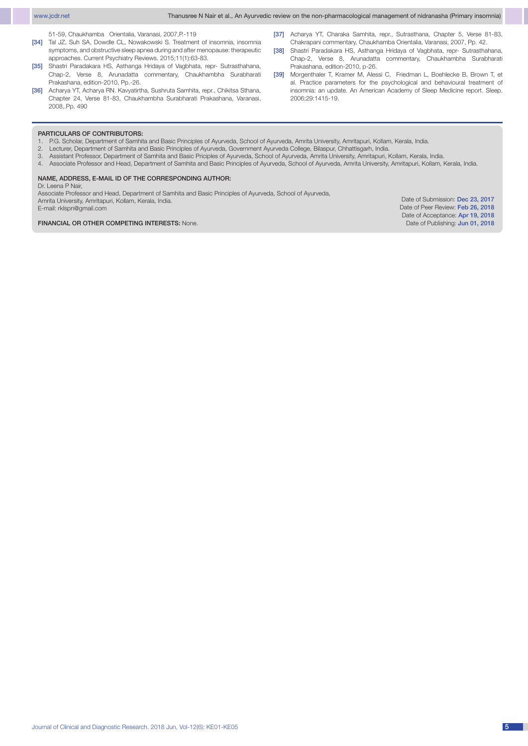51-59, Chaukhamba Orientalia, Varanasi, 2007,P.-119

[34] Tal JZ, Suh SA, Dowdle CL, Nowakowski S. Treatment of insomnia, insomnia symptoms, and obstructive sleep apnea during and after menopause: therapeutic approaches. Current Psychiatry Reviews. 2015;11(1):63-83.

[35] Shastri Paradakara HS, Asthanga Hridaya of Vagbhata, repr- Sutrasthahana, Chap-2, Verse 8, Arunadatta commentary, Chaukhambha Surabharati Prakashana, edition-2010, Pp.-26.

[36] Acharya YT, Acharya RN. Kavyatirtha, Sushruta Samhita, repr., Chikitsa Sthana, Chapter 24, Verse 81-83, Chaukhambha Surabharati Prakashana, Varanasi, 2008,.Pp. 490

[37] Acharya YT, Charaka Samhita, repr., Sutrasthana, Chapter 5, Verse 81-83, Chakrapani commentary, Chaukhamba Orientalia, Varanasi, 2007, Pp. 42.

[38] Shastri Paradakara HS, Asthanga Hridaya of Vagbhata, repr- Sutrasthahana, Chap-2, Verse 8, Arunadatta commentary, Chaukhambha Surabharati Prakashana, edition-2010, p-26.

[39] Morgenthaler T, Kramer M, Alessi C, Friedman L, Boehlecke B, Brown T, et al. Practice parameters for the psychological and behavioural treatment of insomnia: an update. An American Academy of Sleep Medicine report. Sleep. 2006;29:1415-19.

**PARTICULARS OF CONTRIBUTORS:**

1. P.G. Scholar, Department of Samhita and Basic Principles of Ayurveda, School of Ayurveda, Amrita University, Amritapuri, Kollam, Kerala, India.
2. Lecturer, Department of Samhita and Basic Principles of Ayurveda, Government Ayurveda College, Bilaspur, Chhattisgarh, India.
3. Assistant Professor, Department of Samhita and Basic Priciples of Ayurveda, School of Ayurveda, Amrita University, Amritapuri, Kollam, Kerala, India.
4. Associate Professor and Head, Department of Samhita and Basic Principles of Ayurveda, School of Ayurveda, Amrita University, Amritapuri, Kollam, Kerala, India.

**NAME, ADDRESS, E-MAIL ID OF THE CORRESPONDING AUTHOR:**

Dr. Leena P Nair,
Associate Professor and Head, Department of Samhita and Basic Principles of Ayurveda, School of Ayurveda,
Amrita University, Amritapuri, Kollam, Kerala, India.
E-mail: rklspn@gmail.com

**FINANCIAL OR OTHER COMPETING INTERESTS:** None.

Date of Submission: Dec 23, 2017
Date of Peer Review: Feb 26, 2018
Date of Acceptance: Apr 19, 2018
Date of Publishing: Jun 01, 2018